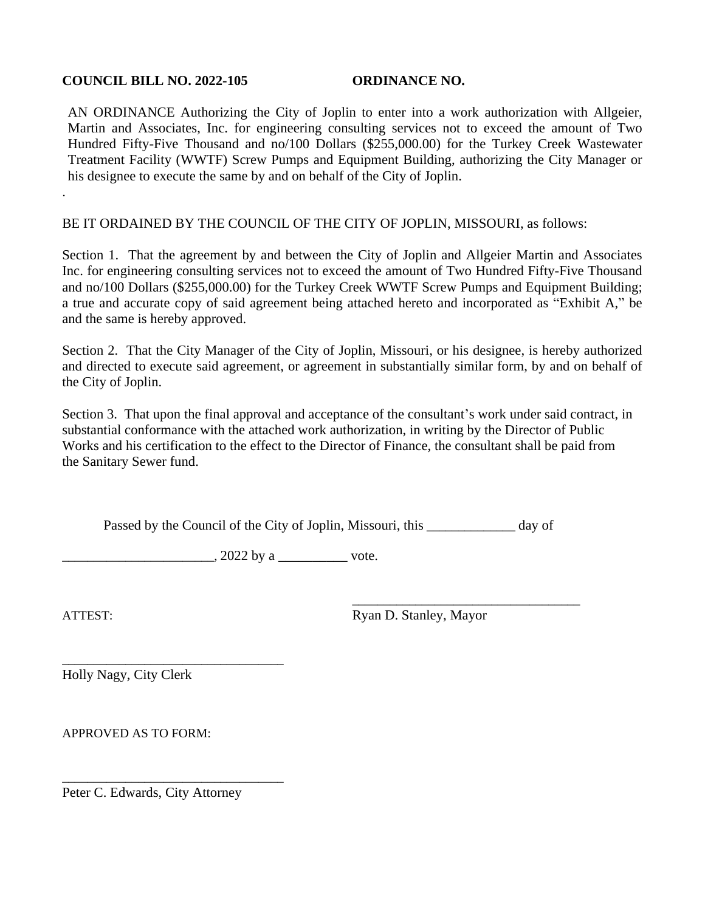**COUNCIL BILL NO. 2022-105** **ORDINANCE NO.**

AN ORDINANCE Authorizing the City of Joplin to enter into a work authorization with Allgeier, Martin and Associates, Inc. for engineering consulting services not to exceed the amount of Two Hundred Fifty-Five Thousand and no/100 Dollars ($255,000.00) for the Turkey Creek Wastewater Treatment Facility (WWTF) Screw Pumps and Equipment Building, authorizing the City Manager or his designee to execute the same by and on behalf of the City of Joplin.

.

BE IT ORDAINED BY THE COUNCIL OF THE CITY OF JOPLIN, MISSOURI, as follows:

Section 1. That the agreement by and between the City of Joplin and Allgeier Martin and Associates Inc. for engineering consulting services not to exceed the amount of Two Hundred Fifty-Five Thousand and no/100 Dollars ($255,000.00) for the Turkey Creek WWTF Screw Pumps and Equipment Building; a true and accurate copy of said agreement being attached hereto and incorporated as "Exhibit A," be and the same is hereby approved.

Section 2. That the City Manager of the City of Joplin, Missouri, or his designee, is hereby authorized and directed to execute said agreement, or agreement in substantially similar form, by and on behalf of the City of Joplin.

Section 3. That upon the final approval and acceptance of the consultant's work under said contract, in substantial conformance with the attached work authorization, in writing by the Director of Public Works and his certification to the effect to the Director of Finance, the consultant shall be paid from the Sanitary Sewer fund.

Passed by the Council of the City of Joplin, Missouri, this _____________ day of

______________________, 2022 by a __________ vote.

ATTEST:

__________________________________
Ryan D. Stanley, Mayor

__________________________________
Holly Nagy, City Clerk

APPROVED AS TO FORM:

__________________________________
Peter C. Edwards, City Attorney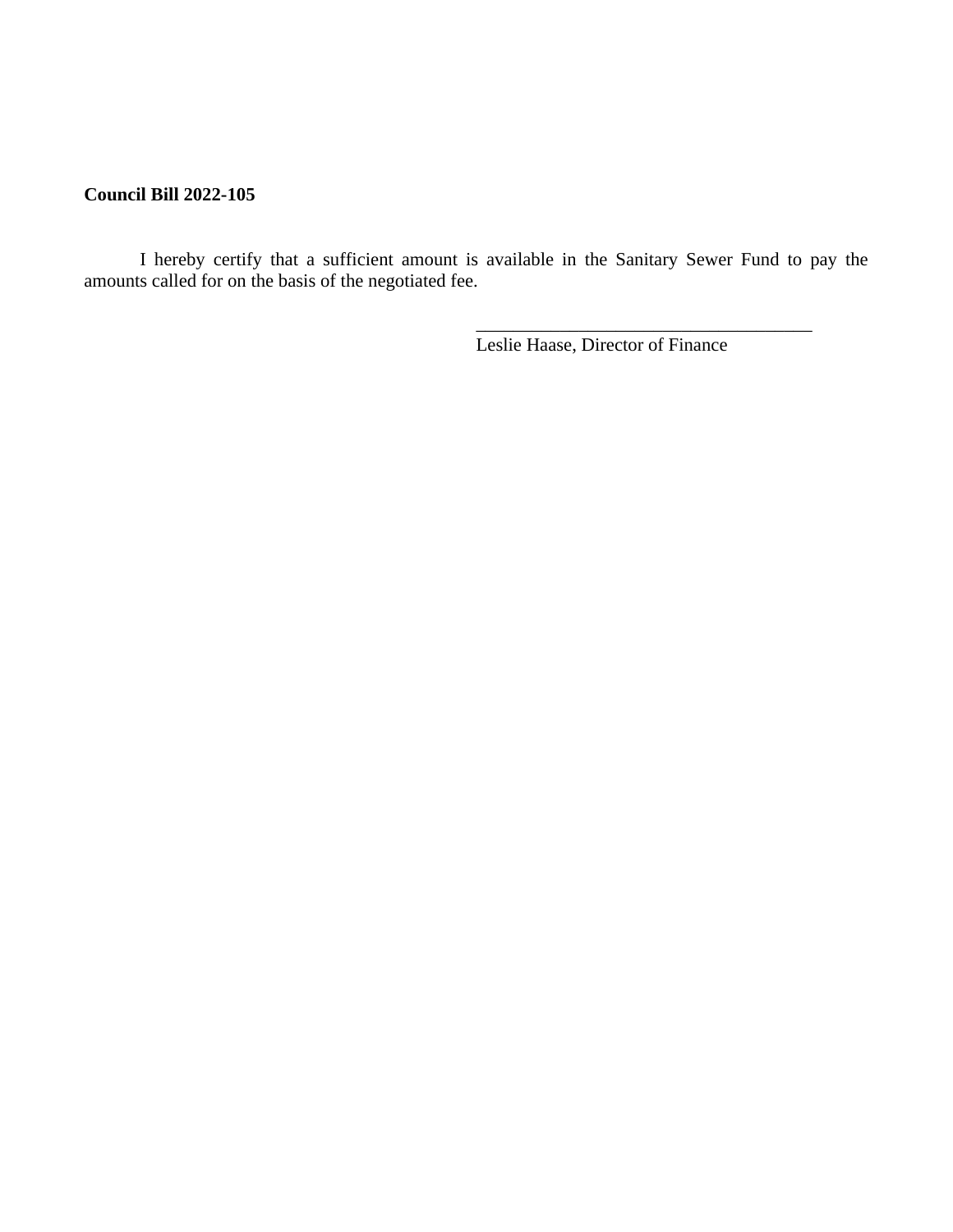**Council Bill 2022-105**

I hereby certify that a sufficient amount is available in the Sanitary Sewer Fund to pay the amounts called for on the basis of the negotiated fee.

_____________________________________
Leslie Haase, Director of Finance